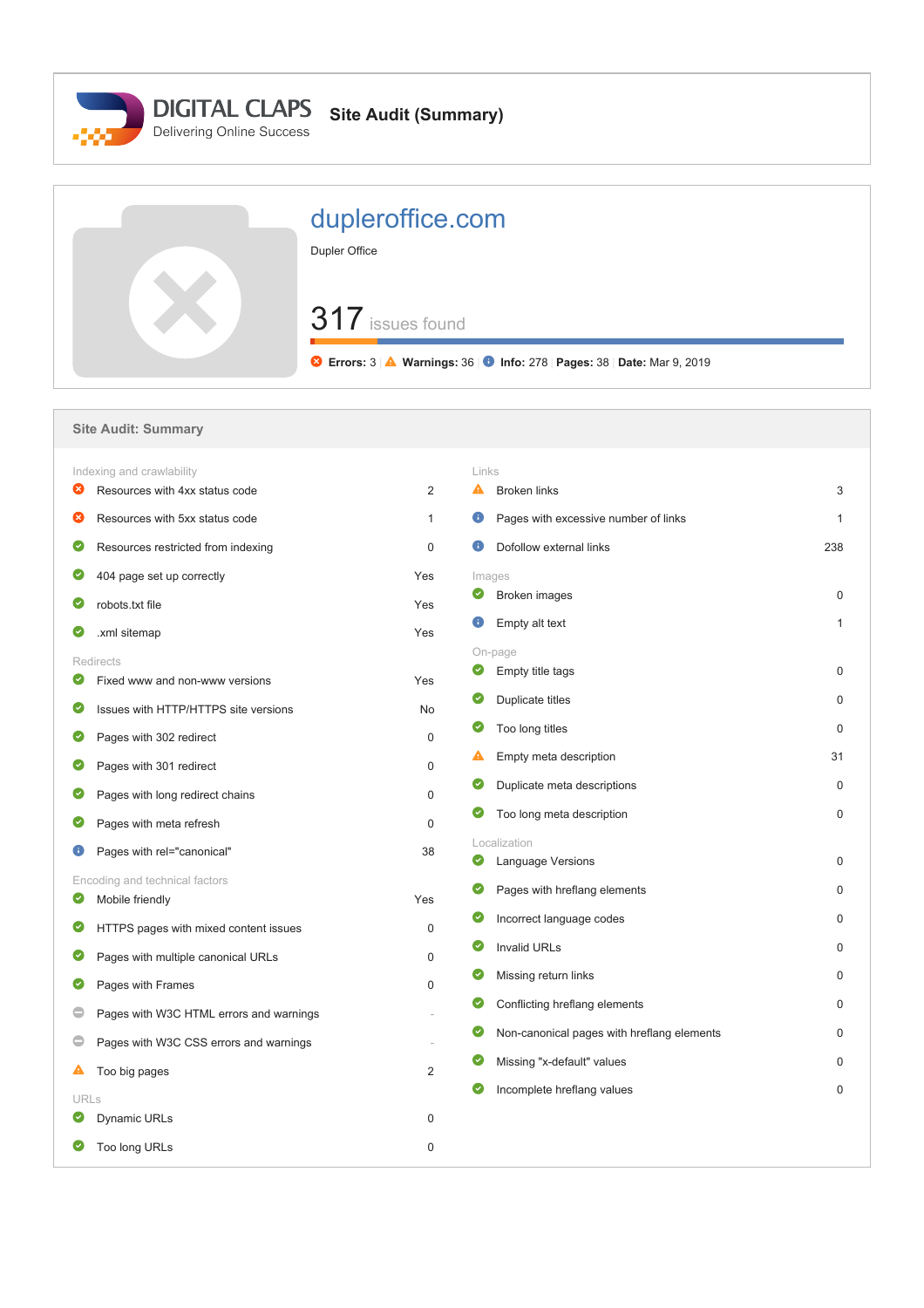# DIGITAL CLAPS

Delivering Online Success

## Site Audit (Summary)

# dupleroffice.com

Dupler Office

**317** issues found

**Errors:** 3 | **Warnings:** 36 | **Info:** 278 | **Pages:** 38 | **Date:** Mar 9, 2019

## Site Audit: Summary

### Indexing and crawlability

| Issue | Value |
|---|---|
| Resources with 4xx status code | 2 |
| Resources with 5xx status code | 1 |
| Resources restricted from indexing | 0 |
| 404 page set up correctly | Yes |
| robots.txt file | Yes |
| .xml sitemap | Yes |

### Redirects

| Issue | Value |
|---|---|
| Fixed www and non-www versions | Yes |
| Issues with HTTP/HTTPS site versions | No |
| Pages with 302 redirect | 0 |
| Pages with 301 redirect | 0 |
| Pages with long redirect chains | 0 |
| Pages with meta refresh | 0 |
| Pages with rel="canonical" | 38 |

### Encoding and technical factors

| Issue | Value |
|---|---|
| Mobile friendly | Yes |
| HTTPS pages with mixed content issues | 0 |
| Pages with multiple canonical URLs | 0 |
| Pages with Frames | 0 |
| Pages with W3C HTML errors and warnings | - |
| Pages with W3C CSS errors and warnings | - |
| Too big pages | 2 |

### URLs

| Issue | Value |
|---|---|
| Dynamic URLs | 0 |
| Too long URLs | 0 |

### Links

| Issue | Value |
|---|---|
| Broken links | 3 |
| Pages with excessive number of links | 1 |
| Dofollow external links | 238 |

### Images

| Issue | Value |
|---|---|
| Broken images | 0 |
| Empty alt text | 1 |

### On-page

| Issue | Value |
|---|---|
| Empty title tags | 0 |
| Duplicate titles | 0 |
| Too long titles | 0 |
| Empty meta description | 31 |
| Duplicate meta descriptions | 0 |
| Too long meta description | 0 |

### Localization

| Issue | Value |
|---|---|
| Language Versions | 0 |
| Pages with hreflang elements | 0 |
| Incorrect language codes | 0 |
| Invalid URLs | 0 |
| Missing return links | 0 |
| Conflicting hreflang elements | 0 |
| Non-canonical pages with hreflang elements | 0 |
| Missing "x-default" values | 0 |
| Incomplete hreflang values | 0 |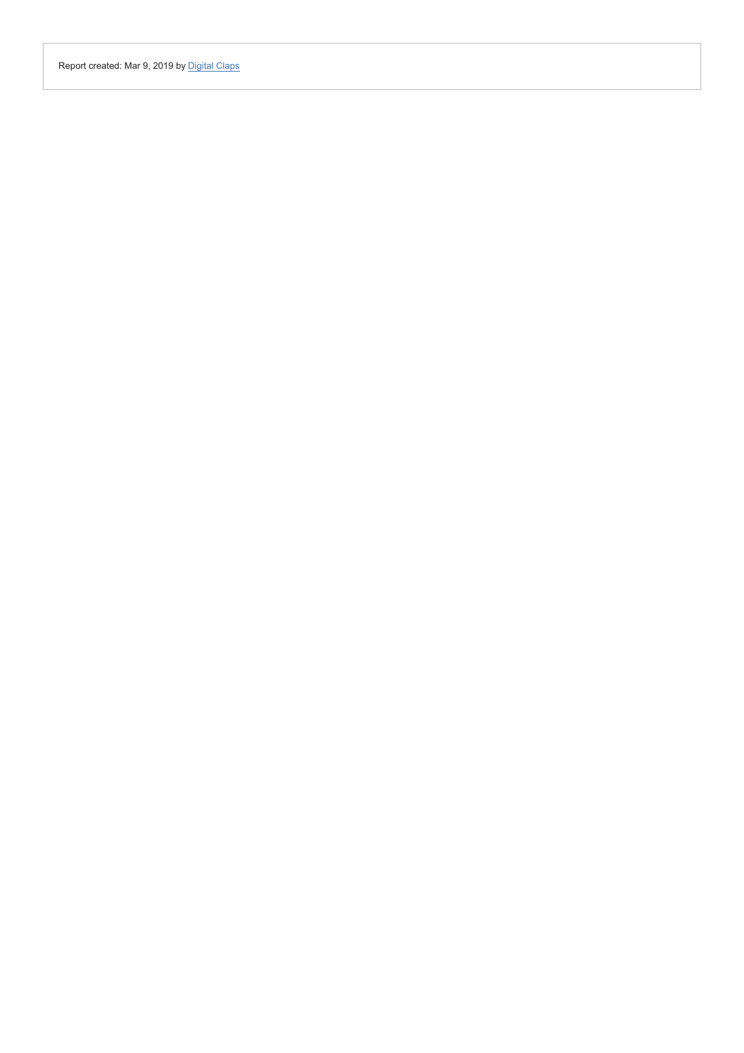Report created: Mar 9, 2019 by Digital Claps